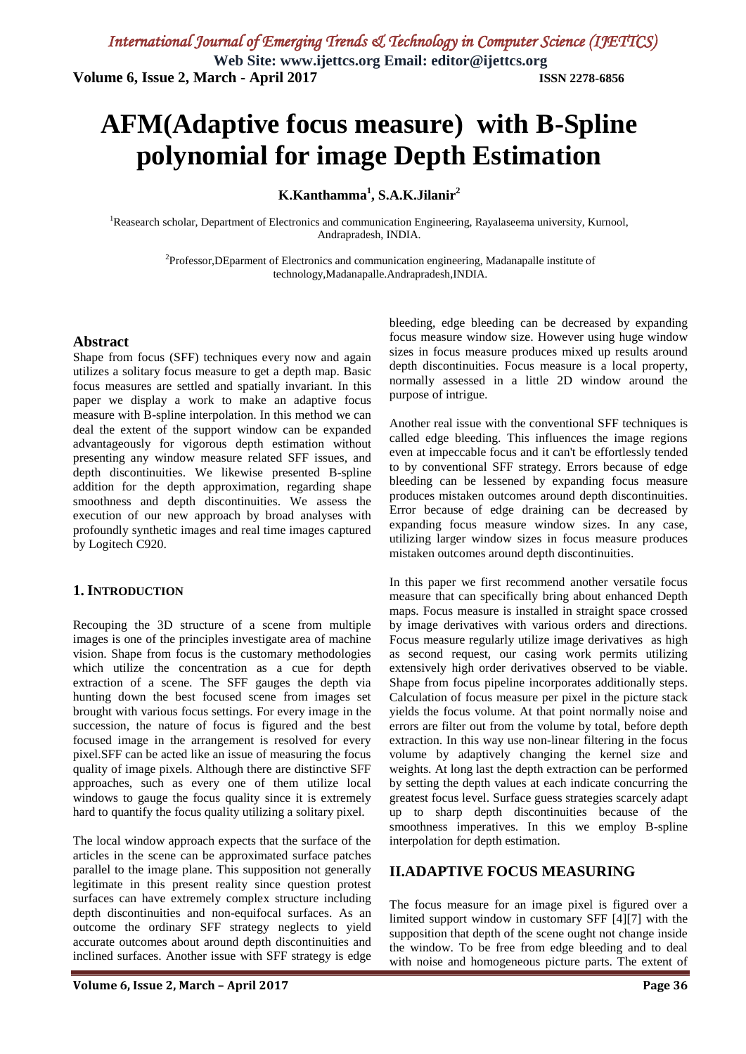# AFM(Adaptive focus measure) with B-Spline polynomial for image Depth Estimation

**K.Kanthamma[1], S.A.K.Jilanir[2]**

[1]Reasearch scholar, Department of Electronics and communication Engineering, Rayalaseema university, Kurnool, Andrapradesh, INDIA.

[2]Professor,DEparment of Electronics and communication engineering, Madanapalle institute of technology,Madanapalle.Andrapradesh,INDIA.

## Abstract

Shape from focus (SFF) techniques every now and again utilizes a solitary focus measure to get a depth map. Basic focus measures are settled and spatially invariant. In this paper we display a work to make an adaptive focus measure with B-spline interpolation. In this method we can deal the extent of the support window can be expanded advantageously for vigorous depth estimation without presenting any window measure related SFF issues, and depth discontinuities. We likewise presented B-spline addition for the depth approximation, regarding shape smoothness and depth discontinuities. We assess the execution of our new approach by broad analyses with profoundly synthetic images and real time images captured by Logitech C920.

## 1. INTRODUCTION

Recouping the 3D structure of a scene from multiple images is one of the principles investigate area of machine vision. Shape from focus is the customary methodologies which utilize the concentration as a cue for depth extraction of a scene. The SFF gauges the depth via hunting down the best focused scene from images set brought with various focus settings. For every image in the succession, the nature of focus is figured and the best focused image in the arrangement is resolved for every pixel.SFF can be acted like an issue of measuring the focus quality of image pixels. Although there are distinctive SFF approaches, such as every one of them utilize local windows to gauge the focus quality since it is extremely hard to quantify the focus quality utilizing a solitary pixel.

The local window approach expects that the surface of the articles in the scene can be approximated surface patches parallel to the image plane. This supposition not generally legitimate in this present reality since question protest surfaces can have extremely complex structure including depth discontinuities and non-equifocal surfaces. As an outcome the ordinary SFF strategy neglects to yield accurate outcomes about around depth discontinuities and inclined surfaces. Another issue with SFF strategy is edge bleeding, edge bleeding can be decreased by expanding focus measure window size. However using huge window sizes in focus measure produces mixed up results around depth discontinuities. Focus measure is a local property, normally assessed in a little 2D window around the purpose of intrigue.

Another real issue with the conventional SFF techniques is called edge bleeding. This influences the image regions even at impeccable focus and it can't be effortlessly tended to by conventional SFF strategy. Errors because of edge bleeding can be lessened by expanding focus measure produces mistaken outcomes around depth discontinuities. Error because of edge draining can be decreased by expanding focus measure window sizes. In any case, utilizing larger window sizes in focus measure produces mistaken outcomes around depth discontinuities.

In this paper we first recommend another versatile focus measure that can specifically bring about enhanced Depth maps. Focus measure is installed in straight space crossed by image derivatives with various orders and directions. Focus measure regularly utilize image derivatives as high as second request, our casing work permits utilizing extensively high order derivatives observed to be viable. Shape from focus pipeline incorporates additionally steps. Calculation of focus measure per pixel in the picture stack yields the focus volume. At that point normally noise and errors are filter out from the volume by total, before depth extraction. In this way use non-linear filtering in the focus volume by adaptively changing the kernel size and weights. At long last the depth extraction can be performed by setting the depth values at each indicate concurring the greatest focus level. Surface guess strategies scarcely adapt up to sharp depth discontinuities because of the smoothness imperatives. In this we employ B-spline interpolation for depth estimation.

## II.ADAPTIVE FOCUS MEASURING

The focus measure for an image pixel is figured over a limited support window in customary SFF [4][7] with the supposition that depth of the scene ought not change inside the window. To be free from edge bleeding and to deal with noise and homogeneous picture parts. The extent of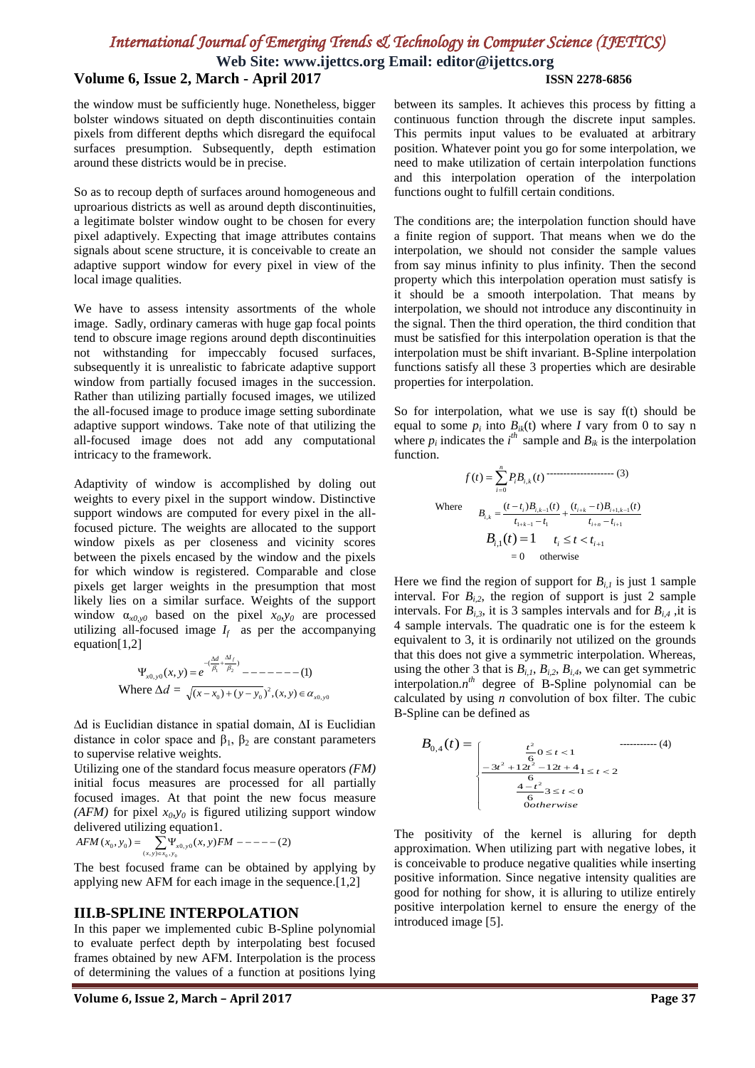the window must be sufficiently huge. Nonetheless, bigger bolster windows situated on depth discontinuities contain pixels from different depths which disregard the equifocal surfaces presumption. Subsequently, depth estimation around these districts would be in precise.

So as to recoup depth of surfaces around homogeneous and uproarious districts as well as around depth discontinuities, a legitimate bolster window ought to be chosen for every pixel adaptively. Expecting that image attributes contains signals about scene structure, it is conceivable to create an adaptive support window for every pixel in view of the local image qualities.

We have to assess intensity assortments of the whole image. Sadly, ordinary cameras with huge gap focal points tend to obscure image regions around depth discontinuities not withstanding for impeccably focused surfaces, subsequently it is unrealistic to fabricate adaptive support window from partially focused images in the succession. Rather than utilizing partially focused images, we utilized the all-focused image to produce image setting subordinate adaptive support windows. Take note of that utilizing the all-focused image does not add any computational intricacy to the framework.

Adaptivity of window is accomplished by doling out weights to every pixel in the support window. Distinctive support windows are computed for every pixel in the all-focused picture. The weights are allocated to the support window pixels as per closeness and vicinity scores between the pixels encased by the window and the pixels for which window is registered. Comparable and close pixels get larger weights in the presumption that most likely lies on a similar surface. Weights of the support window $\alpha_{x0,y0}$ based on the pixel $x_0,y_0$ are processed utilizing all-focused image $I_f$ as per the accompanying equation[1,2]

$$\Psi_{x0,y0}(x,y) = e^{-(\frac{\Delta d}{\beta_1}+\frac{\Delta I_f}{\beta_2})} \text{-------}(1)$$

Where $\Delta d = \sqrt{(x-x_0)+(y-y_0)}^2, (x,y) \in \alpha_{x0,y0}$

Δd is Euclidian distance in spatial domain, ΔI is Euclidian distance in color space and $\beta_1$, $\beta_2$ are constant parameters to supervise relative weights.

Utilizing one of the standard focus measure operators *(FM)* initial focus measures are processed for all partially focused images. At that point the new focus measure *(AFM)* for pixel $x_0,y_0$ is figured utilizing support window delivered utilizing equation1.

$$AFM(x_0,y_0) = \sum_{(x,y)\in x_0,y_0} \Psi_{x0,y0}(x,y)FM \text{-----}(2)$$

The best focused frame can be obtained by applying by applying new AFM for each image in the sequence.[1,2]

## III.B-SPLINE INTERPOLATION

In this paper we implemented cubic B-Spline polynomial to evaluate perfect depth by interpolating best focused frames obtained by new AFM. Interpolation is the process of determining the values of a function at positions lying between its samples. It achieves this process by fitting a continuous function through the discrete input samples. This permits input values to be evaluated at arbitrary position. Whatever point you go for some interpolation, we need to make utilization of certain interpolation functions and this interpolation operation of the interpolation functions ought to fulfill certain conditions.

The conditions are; the interpolation function should have a finite region of support. That means when we do the interpolation, we should not consider the sample values from say minus infinity to plus infinity. Then the second property which this interpolation operation must satisfy is it should be a smooth interpolation. That means by interpolation, we should not introduce any discontinuity in the signal. Then the third operation, the third condition that must be satisfied for this interpolation operation is that the interpolation must be shift invariant. B-Spline interpolation functions satisfy all these 3 properties which are desirable properties for interpolation.

So for interpolation, what we use is say f(t) should be equal to some $p_i$ into $B_{ik}(t)$ where *I* vary from 0 to say n where $p_i$ indicates the $i^{th}$ sample and $B_{ik}$ is the interpolation function.

$$f(t) = \sum_{i=0}^{n} P_i B_{i,k}(t) \text{--------------------} (3)$$

Where
$$B_{i,k} = \frac{(t-t_i)B_{i,k-1}(t)}{t_{1+k-1}-t_1} + \frac{(t_{i+k}-t)B_{i+1,k-1}(t)}{t_{i+n}-t_{i+1}}$$

$$B_{i,1}(t) = 1 \quad t_i \le t < t_{i+1}$$
$$= 0 \quad \text{otherwise}$$

Here we find the region of support for $B_{i,1}$ is just 1 sample interval. For $B_{i,2}$, the region of support is just 2 sample intervals. For $B_{i,3}$, it is 3 samples intervals and for $B_{i,4}$ ,it is 4 sample intervals. The quadratic one is for the esteem k equivalent to 3, it is ordinarily not utilized on the grounds that this does not give a symmetric interpolation. Whereas, using the other 3 that is $B_{i,1}$, $B_{i,2}$, $B_{i,4}$, we can get symmetric interpolation.$n^{th}$ degree of B-Spline polynomial can be calculated by using *n* convolution of box filter. The cubic B-Spline can be defined as

$$B_{0,4}(t) = \begin{cases} \frac{t^2}{6} & 0 \le t < 1 \\ \frac{-3t^2+12t^2-12t+4}{6} & 1 \le t < 2 \\ \frac{4-t^2}{6} & 3 \le t < 0 \\ 0 & otherwise \end{cases} \text{-----------} (4)$$

The positivity of the kernel is alluring for depth approximation. When utilizing part with negative lobes, it is conceivable to produce negative qualities while inserting positive information. Since negative intensity qualities are good for nothing for show, it is alluring to utilize entirely positive interpolation kernel to ensure the energy of the introduced image [5].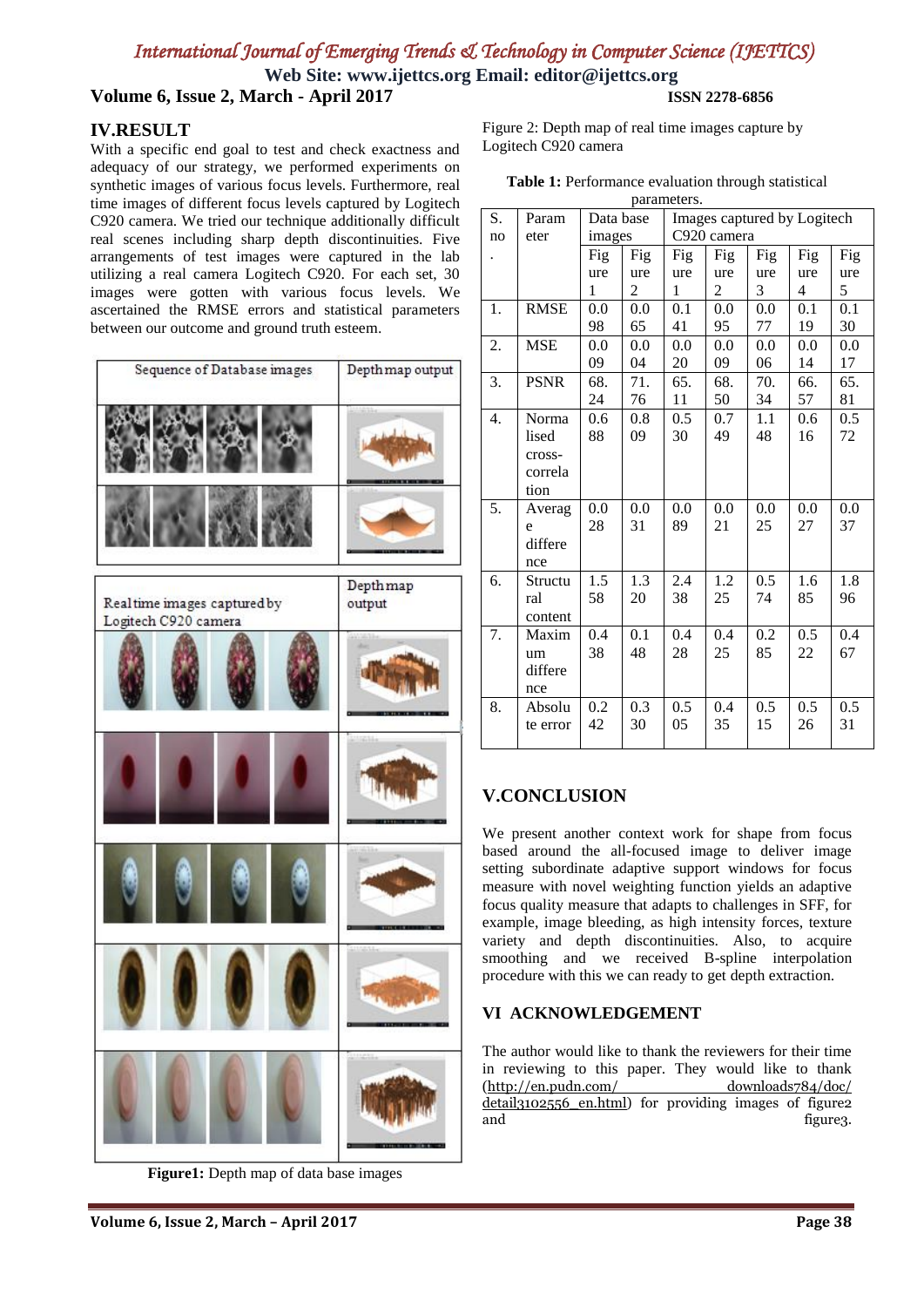## IV.RESULT

With a specific end goal to test and check exactness and adequacy of our strategy, we performed experiments on synthetic images of various focus levels. Furthermore, real time images of different focus levels captured by Logitech C920 camera. We tried our technique additionally difficult real scenes including sharp depth discontinuities. Five arrangements of test images were captured in the lab utilizing a real camera Logitech C920. For each set, 30 images were gotten with various focus levels. We ascertained the RMSE errors and statistical parameters between our outcome and ground truth esteem.

| Sequence of Database images | Depth map output |
|---|---|

**Figure1:** Depth map of data base images

| Real time images captured by Logitech C920 camera | Depth map output |
|---|---|

Figure 2: Depth map of real time images capture by Logitech C920 camera

**Table 1:** Performance evaluation through statistical parameters.

| S. no. | Parameter | Data base images | | Images captured by Logitech C920 camera | | | | |
|---|---|---|---|---|---|---|---|---|
| | | Figure 1 | Figure 2 | Figure 1 | Figure 2 | Figure 3 | Figure 4 | Figure 5 |
| 1. | RMSE | 0.098 | 0.065 | 0.141 | 0.095 | 0.077 | 0.119 | 0.130 |
| 2. | MSE | 0.009 | 0.004 | 0.020 | 0.009 | 0.006 | 0.014 | 0.017 |
| 3. | PSNR | 68.24 | 71.76 | 65.11 | 68.50 | 70.34 | 66.57 | 65.81 |
| 4. | Normalised cross-correlation | 0.688 | 0.809 | 0.530 | 0.749 | 1.148 | 0.616 | 0.572 |
| 5. | Average difference | 0.028 | 0.031 | 0.089 | 0.021 | 0.025 | 0.027 | 0.037 |
| 6. | Structural content | 1.558 | 1.320 | 2.438 | 1.225 | 0.574 | 1.685 | 1.896 |
| 7. | Maximum difference | 0.438 | 0.148 | 0.428 | 0.425 | 0.285 | 0.522 | 0.467 |
| 8. | Absolute error | 0.242 | 0.330 | 0.505 | 0.435 | 0.515 | 0.526 | 0.531 |

## V.CONCLUSION

We present another context work for shape from focus based around the all-focused image to deliver image setting subordinate adaptive support windows for focus measure with novel weighting function yields an adaptive focus quality measure that adapts to challenges in SFF, for example, image bleeding, as high intensity forces, texture variety and depth discontinuities. Also, to acquire smoothing and we received B-spline interpolation procedure with this we can ready to get depth extraction.

## VI ACKNOWLEDGEMENT

The author would like to thank the reviewers for their time in reviewing to this paper. They would like to thank (http://en.pudn.com/ downloads784/doc/ detail3102556_en.html) for providing images of figure2 and figure3.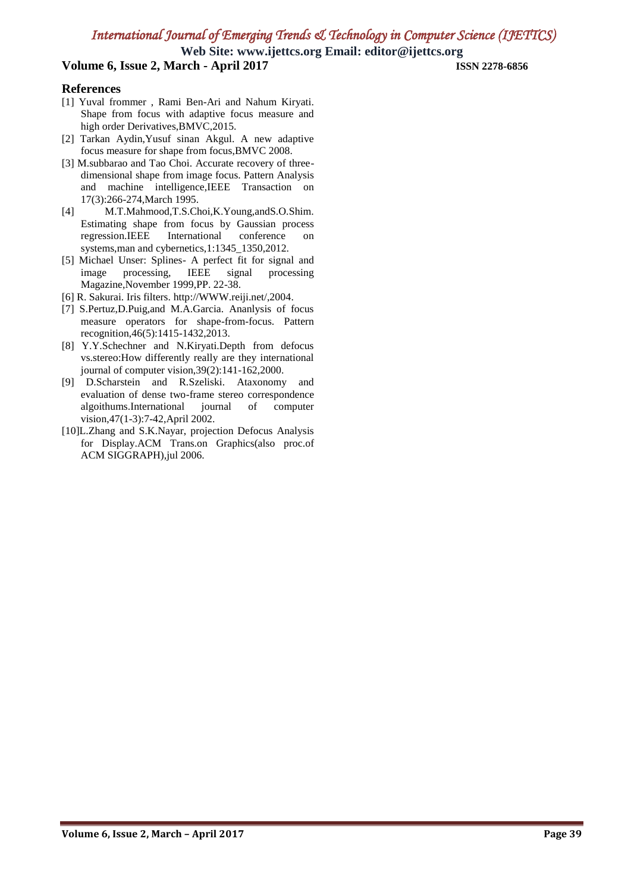## References

[1] Yuval frommer , Rami Ben-Ari and Nahum Kiryati. Shape from focus with adaptive focus measure and high order Derivatives,BMVC,2015.

[2] Tarkan Aydin,Yusuf sinan Akgul. A new adaptive focus measure for shape from focus,BMVC 2008.

[3] M.subbarao and Tao Choi. Accurate recovery of three-dimensional shape from image focus. Pattern Analysis and machine intelligence,IEEE Transaction on 17(3):266-274,March 1995.

[4] M.T.Mahmood,T.S.Choi,K.Young,andS.O.Shim. Estimating shape from focus by Gaussian process regression.IEEE International conference on systems,man and cybernetics,1:1345_1350,2012.

[5] Michael Unser: Splines- A perfect fit for signal and image processing, IEEE signal processing Magazine,November 1999,PP. 22-38.

[6] R. Sakurai. Iris filters. http://WWW.reiji.net/,2004.

[7] S.Pertuz,D.Puig,and M.A.Garcia. Ananlysis of focus measure operators for shape-from-focus. Pattern recognition,46(5):1415-1432,2013.

[8] Y.Y.Schechner and N.Kiryati.Depth from defocus vs.stereo:How differently really are they international journal of computer vision,39(2):141-162,2000.

[9] D.Scharstein and R.Szeliski. Ataxonomy and evaluation of dense two-frame stereo correspondence algoithums.International journal of computer vision,47(1-3):7-42,April 2002.

[10]L.Zhang and S.K.Nayar, projection Defocus Analysis for Display.ACM Trans.on Graphics(also proc.of ACM SIGGRAPH),jul 2006.